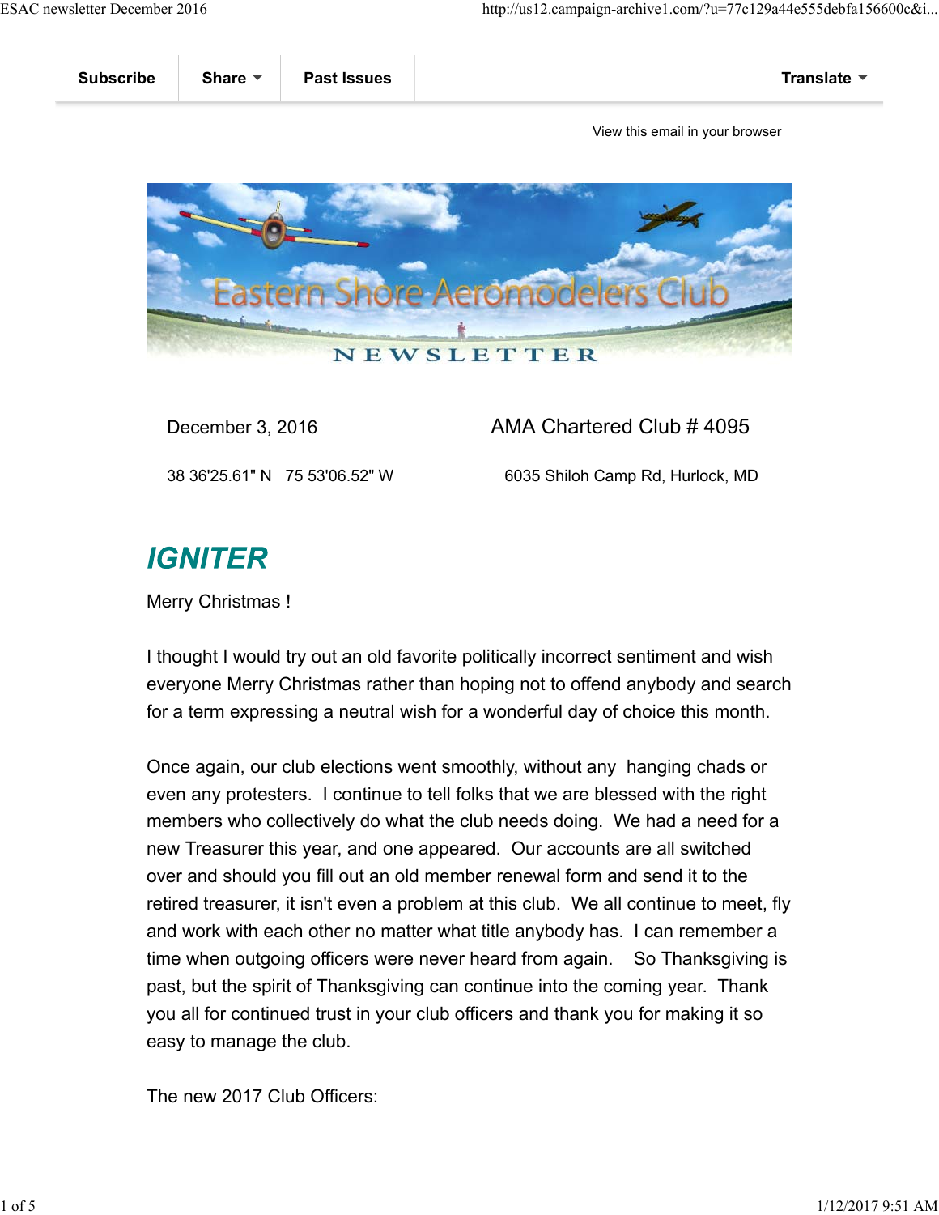Subscribe | Share | Past Issues | Translate

View this email in your browser

Eastern Shore Aeromodelers Club

NEWSLETTER

December 3, 2016

AMA Chartered Club # 4095

38 36'25.61" N   75 53'06.52" W

6035 Shiloh Camp Rd, Hurlock, MD

## *IGNITER*

Merry Christmas !

I thought I would try out an old favorite politically incorrect sentiment and wish everyone Merry Christmas rather than hoping not to offend anybody and search for a term expressing a neutral wish for a wonderful day of choice this month.

Once again, our club elections went smoothly, without any hanging chads or even any protesters. I continue to tell folks that we are blessed with the right members who collectively do what the club needs doing. We had a need for a new Treasurer this year, and one appeared. Our accounts are all switched over and should you fill out an old member renewal form and send it to the retired treasurer, it isn't even a problem at this club. We all continue to meet, fly and work with each other no matter what title anybody has. I can remember a time when outgoing officers were never heard from again. So Thanksgiving is past, but the spirit of Thanksgiving can continue into the coming year. Thank you all for continued trust in your club officers and thank you for making it so easy to manage the club.

The new 2017 Club Officers: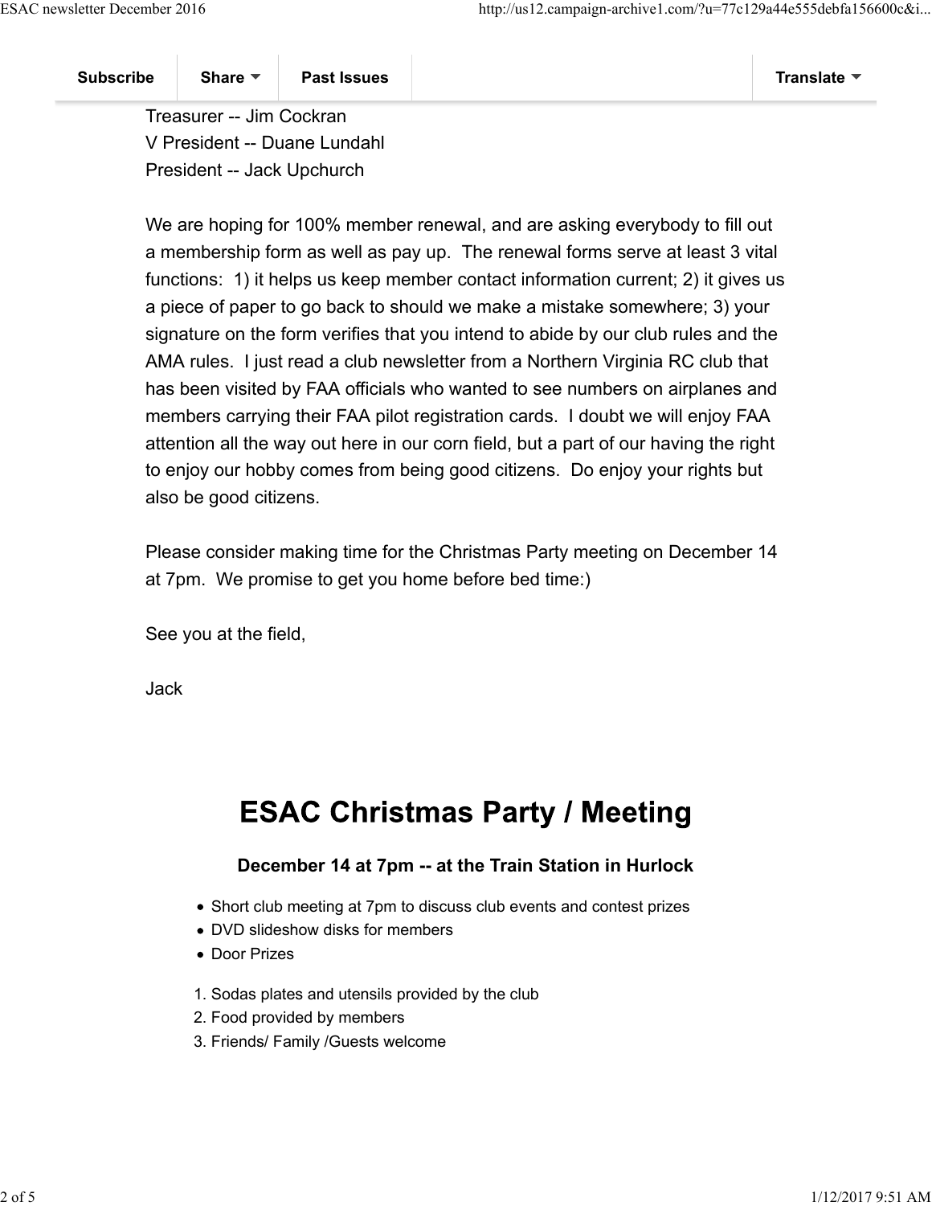Treasurer -- Jim Cockran
V President -- Duane Lundahl
President -- Jack Upchurch

We are hoping for 100% member renewal, and are asking everybody to fill out a membership form as well as pay up. The renewal forms serve at least 3 vital functions: 1) it helps us keep member contact information current; 2) it gives us a piece of paper to go back to should we make a mistake somewhere; 3) your signature on the form verifies that you intend to abide by our club rules and the AMA rules. I just read a club newsletter from a Northern Virginia RC club that has been visited by FAA officials who wanted to see numbers on airplanes and members carrying their FAA pilot registration cards. I doubt we will enjoy FAA attention all the way out here in our corn field, but a part of our having the right to enjoy our hobby comes from being good citizens. Do enjoy your rights but also be good citizens.

Please consider making time for the Christmas Party meeting on December 14 at 7pm. We promise to get you home before bed time:)

See you at the field,

Jack

# ESAC Christmas Party / Meeting

### December 14 at 7pm -- at the Train Station in Hurlock

- Short club meeting at 7pm to discuss club events and contest prizes
- DVD slideshow disks for members
- Door Prizes

1. Sodas plates and utensils provided by the club
2. Food provided by members
3. Friends/ Family /Guests welcome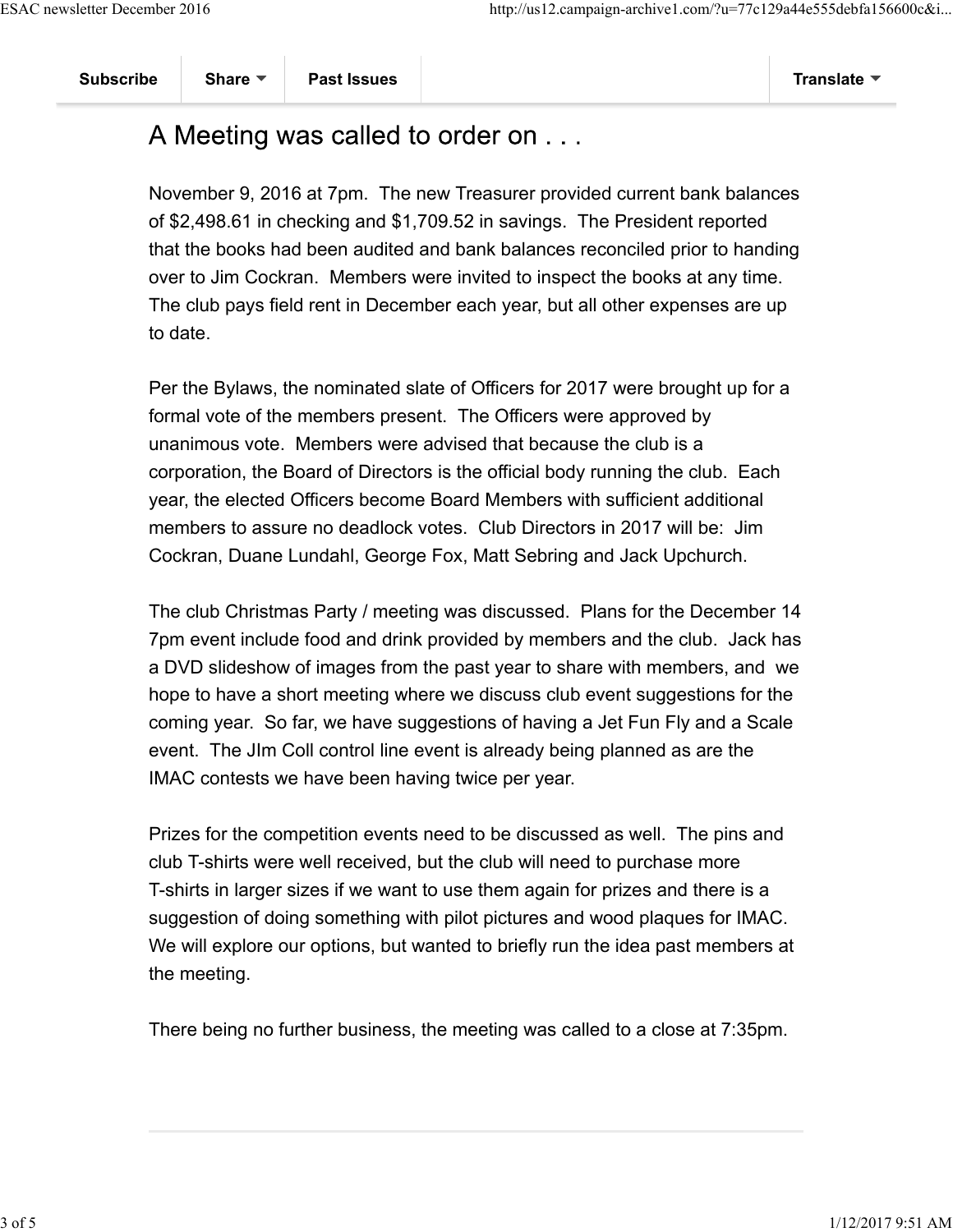# A Meeting was called to order on . . .

November 9, 2016 at 7pm. The new Treasurer provided current bank balances of $2,498.61 in checking and $1,709.52 in savings. The President reported that the books had been audited and bank balances reconciled prior to handing over to Jim Cockran. Members were invited to inspect the books at any time. The club pays field rent in December each year, but all other expenses are up to date.

Per the Bylaws, the nominated slate of Officers for 2017 were brought up for a formal vote of the members present. The Officers were approved by unanimous vote. Members were advised that because the club is a corporation, the Board of Directors is the official body running the club. Each year, the elected Officers become Board Members with sufficient additional members to assure no deadlock votes. Club Directors in 2017 will be: Jim Cockran, Duane Lundahl, George Fox, Matt Sebring and Jack Upchurch.

The club Christmas Party / meeting was discussed. Plans for the December 14 7pm event include food and drink provided by members and the club. Jack has a DVD slideshow of images from the past year to share with members, and we hope to have a short meeting where we discuss club event suggestions for the coming year. So far, we have suggestions of having a Jet Fun Fly and a Scale event. The JIm Coll control line event is already being planned as are the IMAC contests we have been having twice per year.

Prizes for the competition events need to be discussed as well. The pins and club T-shirts were well received, but the club will need to purchase more T-shirts in larger sizes if we want to use them again for prizes and there is a suggestion of doing something with pilot pictures and wood plaques for IMAC. We will explore our options, but wanted to briefly run the idea past members at the meeting.

There being no further business, the meeting was called to a close at 7:35pm.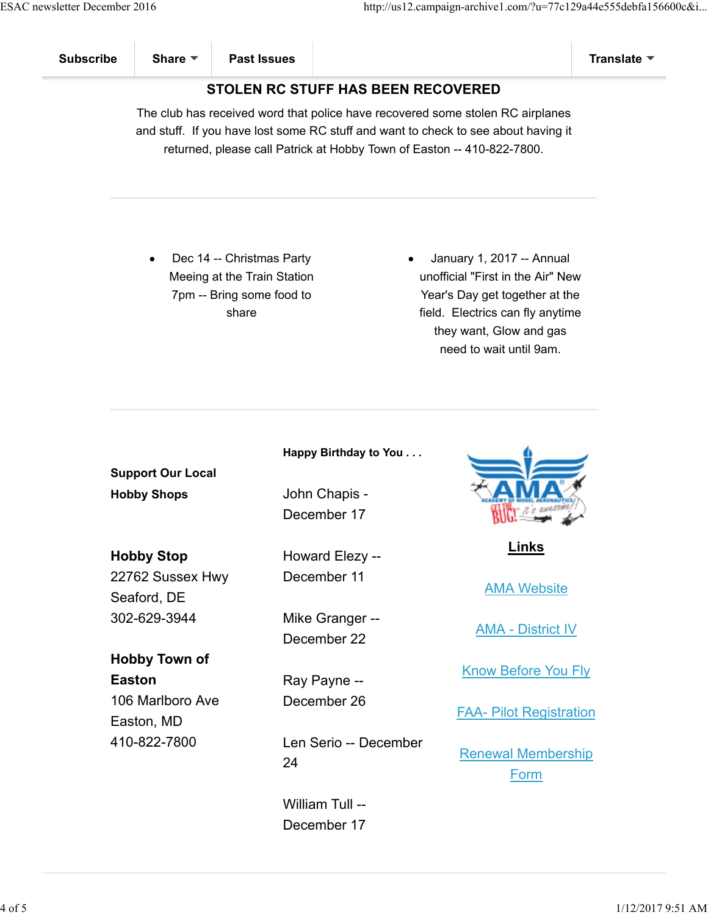Subscribe | Share | Past Issues | Translate

## STOLEN RC STUFF HAS BEEN RECOVERED

The club has received word that police have recovered some stolen RC airplanes and stuff. If you have lost some RC stuff and want to check to see about having it returned, please call Patrick at Hobby Town of Easton -- 410-822-7800.

---

- Dec 14 -- Christmas Party Meeing at the Train Station 7pm -- Bring some food to share

- January 1, 2017 -- Annual unofficial "First in the Air" New Year's Day get together at the field. Electrics can fly anytime they want, Glow and gas need to wait until 9am.

---

**Support Our Local Hobby Shops**

**Hobby Stop**
22762 Sussex Hwy
Seaford, DE
302-629-3944

**Hobby Town of Easton**
106 Marlboro Ave
Easton, MD
410-822-7800

**Happy Birthday to You . . .**

John Chapis - December 17

Howard Elezy -- December 11

Mike Granger -- December 22

Ray Payne -- December 26

Len Serio -- December 24

William Tull -- December 17

**Links**

AMA Website

AMA - District IV

Know Before You Fly

FAA- Pilot Registration

Renewal Membership Form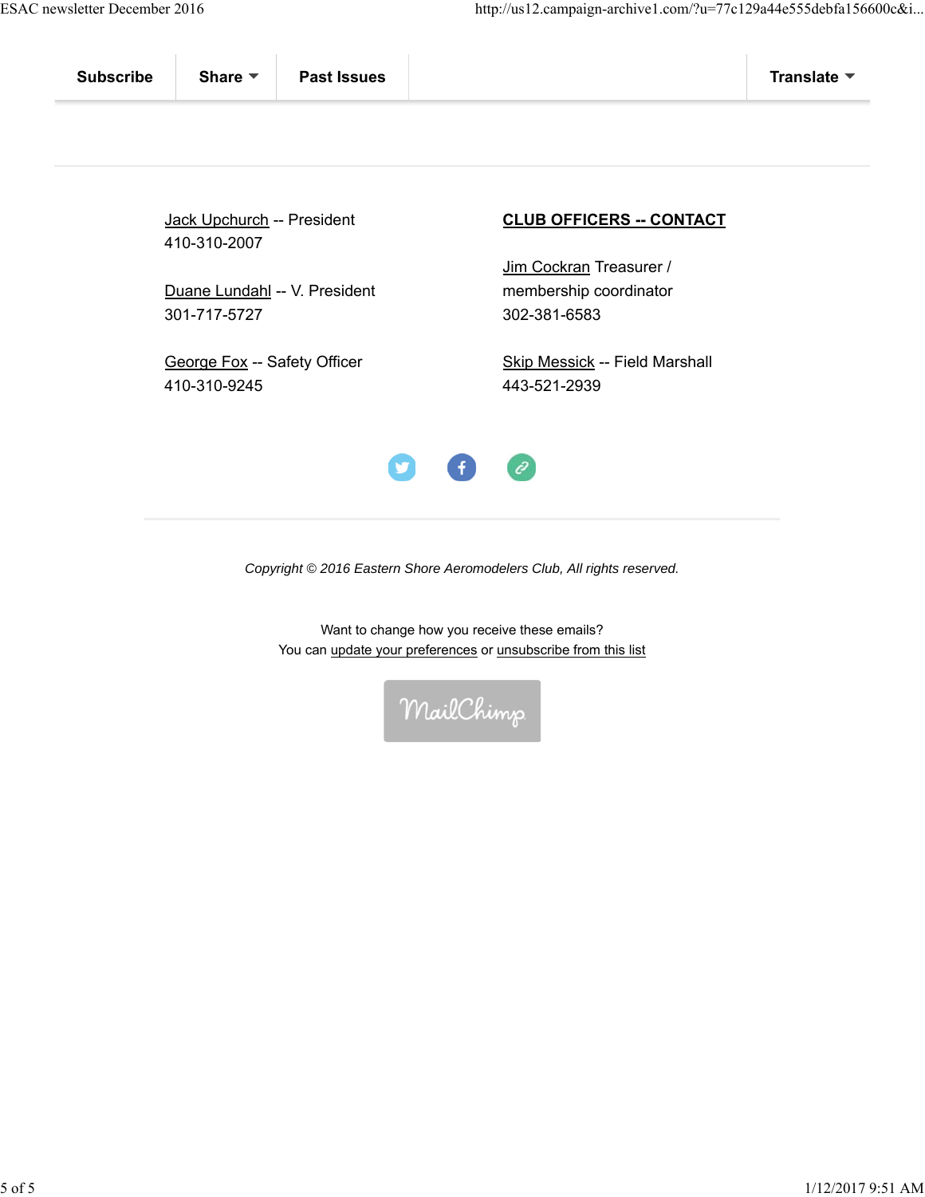Subscribe | Share | Past Issues | Translate

Jack Upchurch -- President
410-310-2007

Duane Lundahl -- V. President
301-717-5727

George Fox -- Safety Officer
410-310-9245

**CLUB OFFICERS -- CONTACT**

Jim Cockran Treasurer / membership coordinator
302-381-6583

Skip Messick -- Field Marshall
443-521-2939

*Copyright © 2016 Eastern Shore Aeromodelers Club, All rights reserved.*

Want to change how you receive these emails?
You can update your preferences or unsubscribe from this list

MailChimp